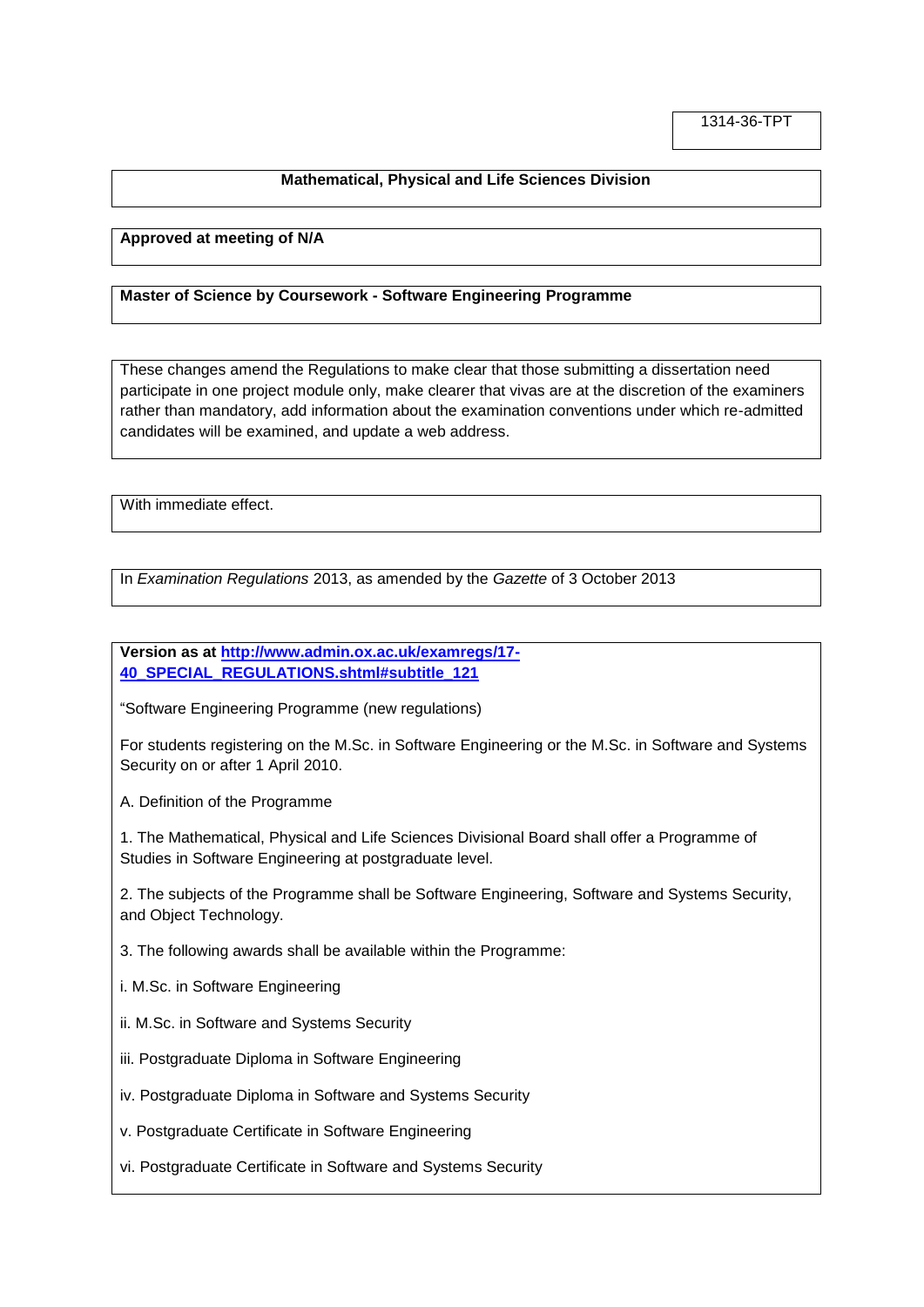1314-36-TPT

**Mathematical, Physical and Life Sciences Division**

**Approved at meeting of N/A**

**Master of Science by Coursework - Software Engineering Programme**

These changes amend the Regulations to make clear that those submitting a dissertation need participate in one project module only, make clearer that vivas are at the discretion of the examiners rather than mandatory, add information about the examination conventions under which re-admitted candidates will be examined, and update a web address.

With immediate effect.

In *Examination Regulations* 2013, as amended by the *Gazette* of 3 October 2013

**Version as at [http://www.admin.ox.ac.uk/examregs/17-40_SPECIAL_REGULATIONS.shtml#subtitle_121](http://www.admin.ox.ac.uk/examregs/17-40_SPECIAL_REGULATIONS.shtml#subtitle_121)**

"Software Engineering Programme (new regulations)

For students registering on the M.Sc. in Software Engineering or the M.Sc. in Software and Systems Security on or after 1 April 2010.

A. Definition of the Programme

1. The Mathematical, Physical and Life Sciences Divisional Board shall offer a Programme of Studies in Software Engineering at postgraduate level.

2. The subjects of the Programme shall be Software Engineering, Software and Systems Security, and Object Technology.

3. The following awards shall be available within the Programme:

i. M.Sc. in Software Engineering

ii. M.Sc. in Software and Systems Security

iii. Postgraduate Diploma in Software Engineering

iv. Postgraduate Diploma in Software and Systems Security

v. Postgraduate Certificate in Software Engineering

vi. Postgraduate Certificate in Software and Systems Security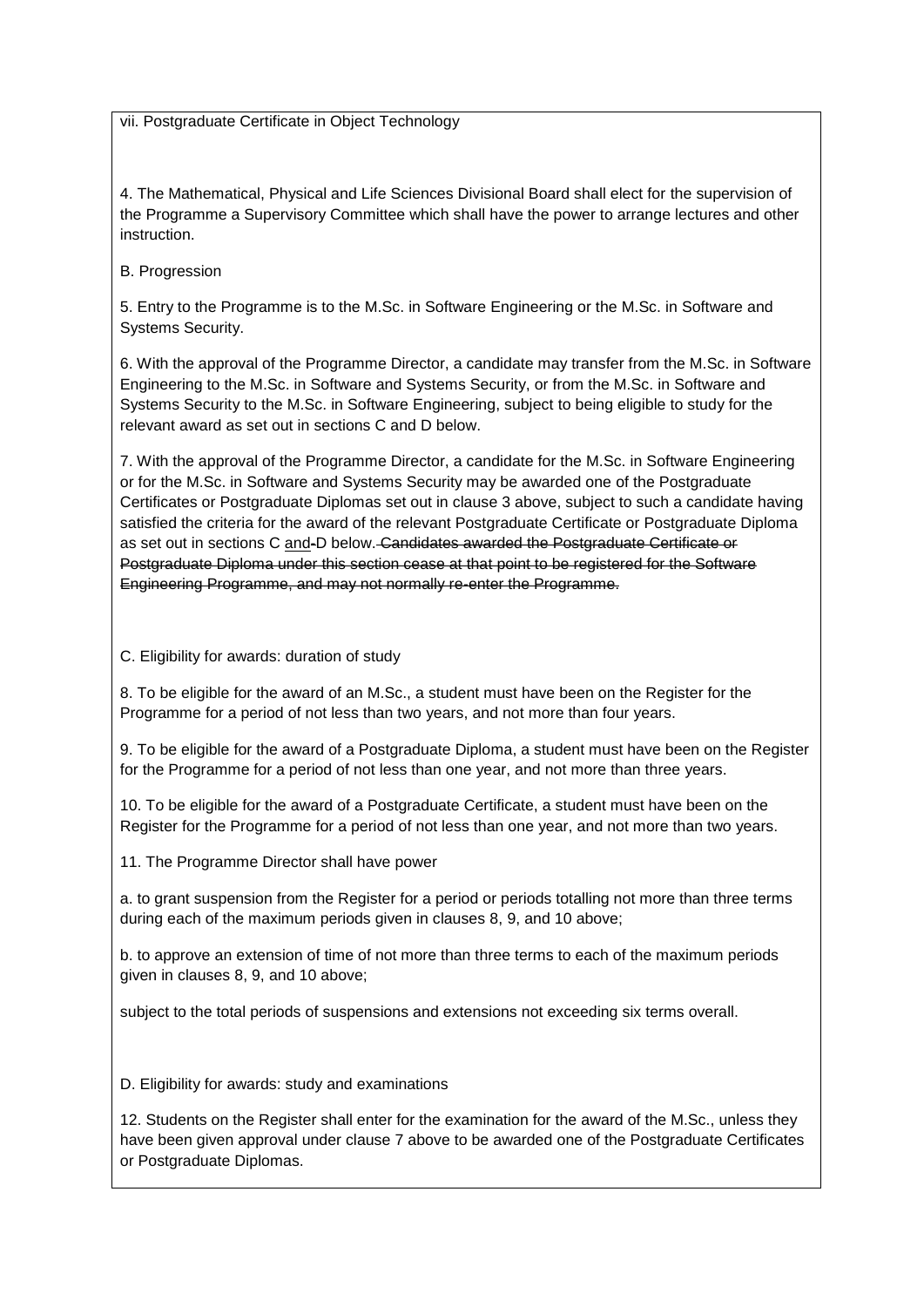vii. Postgraduate Certificate in Object Technology

4. The Mathematical, Physical and Life Sciences Divisional Board shall elect for the supervision of the Programme a Supervisory Committee which shall have the power to arrange lectures and other instruction.

B. Progression

5. Entry to the Programme is to the M.Sc. in Software Engineering or the M.Sc. in Software and Systems Security.

6. With the approval of the Programme Director, a candidate may transfer from the M.Sc. in Software Engineering to the M.Sc. in Software and Systems Security, or from the M.Sc. in Software and Systems Security to the M.Sc. in Software Engineering, subject to being eligible to study for the relevant award as set out in sections C and D below.

7. With the approval of the Programme Director, a candidate for the M.Sc. in Software Engineering or for the M.Sc. in Software and Systems Security may be awarded one of the Postgraduate Certificates or Postgraduate Diplomas set out in clause 3 above, subject to such a candidate having satisfied the criteria for the award of the relevant Postgraduate Certificate or Postgraduate Diploma as set out in sections C <u>and</u> D below. ~~Candidates awarded the Postgraduate Certificate or Postgraduate Diploma under this section cease at that point to be registered for the Software Engineering Programme, and may not normally re-enter the Programme.~~

C. Eligibility for awards: duration of study

8. To be eligible for the award of an M.Sc., a student must have been on the Register for the Programme for a period of not less than two years, and not more than four years.

9. To be eligible for the award of a Postgraduate Diploma, a student must have been on the Register for the Programme for a period of not less than one year, and not more than three years.

10. To be eligible for the award of a Postgraduate Certificate, a student must have been on the Register for the Programme for a period of not less than one year, and not more than two years.

11. The Programme Director shall have power

a. to grant suspension from the Register for a period or periods totalling not more than three terms during each of the maximum periods given in clauses 8, 9, and 10 above;

b. to approve an extension of time of not more than three terms to each of the maximum periods given in clauses 8, 9, and 10 above;

subject to the total periods of suspensions and extensions not exceeding six terms overall.

D. Eligibility for awards: study and examinations

12. Students on the Register shall enter for the examination for the award of the M.Sc., unless they have been given approval under clause 7 above to be awarded one of the Postgraduate Certificates or Postgraduate Diplomas.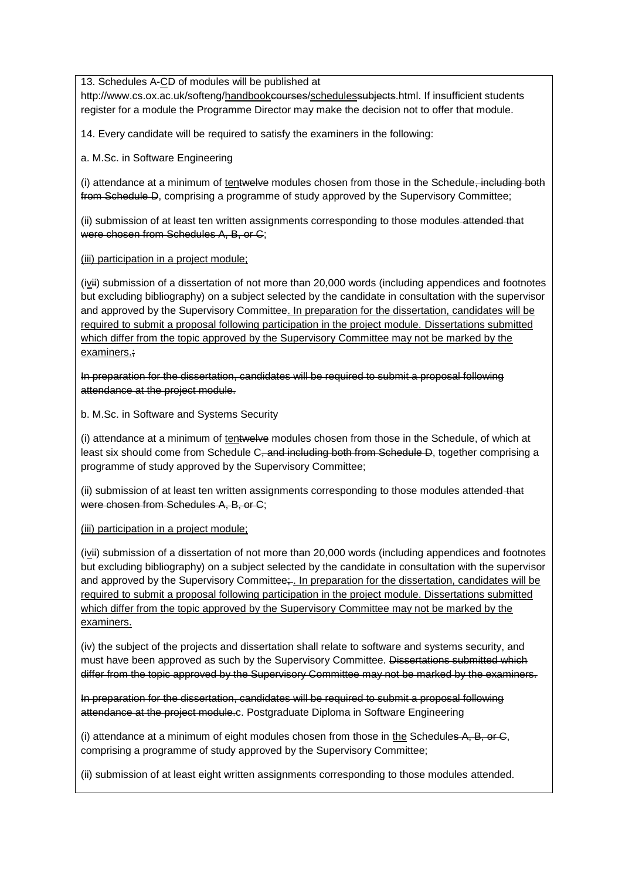13. Schedules A-<u>C</u>~~D~~ of modules will be published at http://www.cs.ox.ac.uk/softeng/<u>handbook</u>~~courses~~/<u>schedules</u>~~subjects~~.html. If insufficient students register for a module the Programme Director may make the decision not to offer that module.

14. Every candidate will be required to satisfy the examiners in the following:

a. M.Sc. in Software Engineering

(i) attendance at a minimum of <u>ten</u>~~twelve~~ modules chosen from those in the Schedule~~, including both from Schedule D~~, comprising a programme of study approved by the Supervisory Committee;

(ii) submission of at least ten written assignments corresponding to those modules~~ attended that were chosen from Schedules A, B, or C~~;

<u>(iii) participation in a project module;</u>

(i<u>v</u>~~ii~~) submission of a dissertation of not more than 20,000 words (including appendices and footnotes but excluding bibliography) on a subject selected by the candidate in consultation with the supervisor and approved by the Supervisory Committee<u>. In preparation for the dissertation, candidates will be required to submit a proposal following participation in the project module. Dissertations submitted which differ from the topic approved by the Supervisory Committee may not be marked by the examiners.</u>~~;~~

~~In preparation for the dissertation, candidates will be required to submit a proposal following attendance at the project module.~~

b. M.Sc. in Software and Systems Security

(i) attendance at a minimum of <u>ten</u>~~twelve~~ modules chosen from those in the Schedule, of which at least six should come from Schedule C~~, and including both from Schedule D~~, together comprising a programme of study approved by the Supervisory Committee;

(ii) submission of at least ten written assignments corresponding to those modules attended~~ that were chosen from Schedules A, B, or C~~;

<u>(iii) participation in a project module;</u>

(i<u>v</u>~~ii~~) submission of a dissertation of not more than 20,000 words (including appendices and footnotes but excluding bibliography) on a subject selected by the candidate in consultation with the supervisor and approved by the Supervisory Committee~~;~~<u>. In preparation for the dissertation, candidates will be required to submit a proposal following participation in the project module. Dissertations submitted which differ from the topic approved by the Supervisory Committee may not be marked by the examiners.</u>

(~~i~~v) the subject of the project~~s~~ and dissertation shall relate to software and systems security, and must have been approved as such by the Supervisory Committee. ~~Dissertations submitted which differ from the topic approved by the Supervisory Committee may not be marked by the examiners.~~

~~In preparation for the dissertation, candidates will be required to submit a proposal following attendance at the project module.~~c. Postgraduate Diploma in Software Engineering

(i) attendance at a minimum of eight modules chosen from those in <u>the</u> Schedule~~s A, B, or C~~, comprising a programme of study approved by the Supervisory Committee;

(ii) submission of at least eight written assignments corresponding to those modules attended.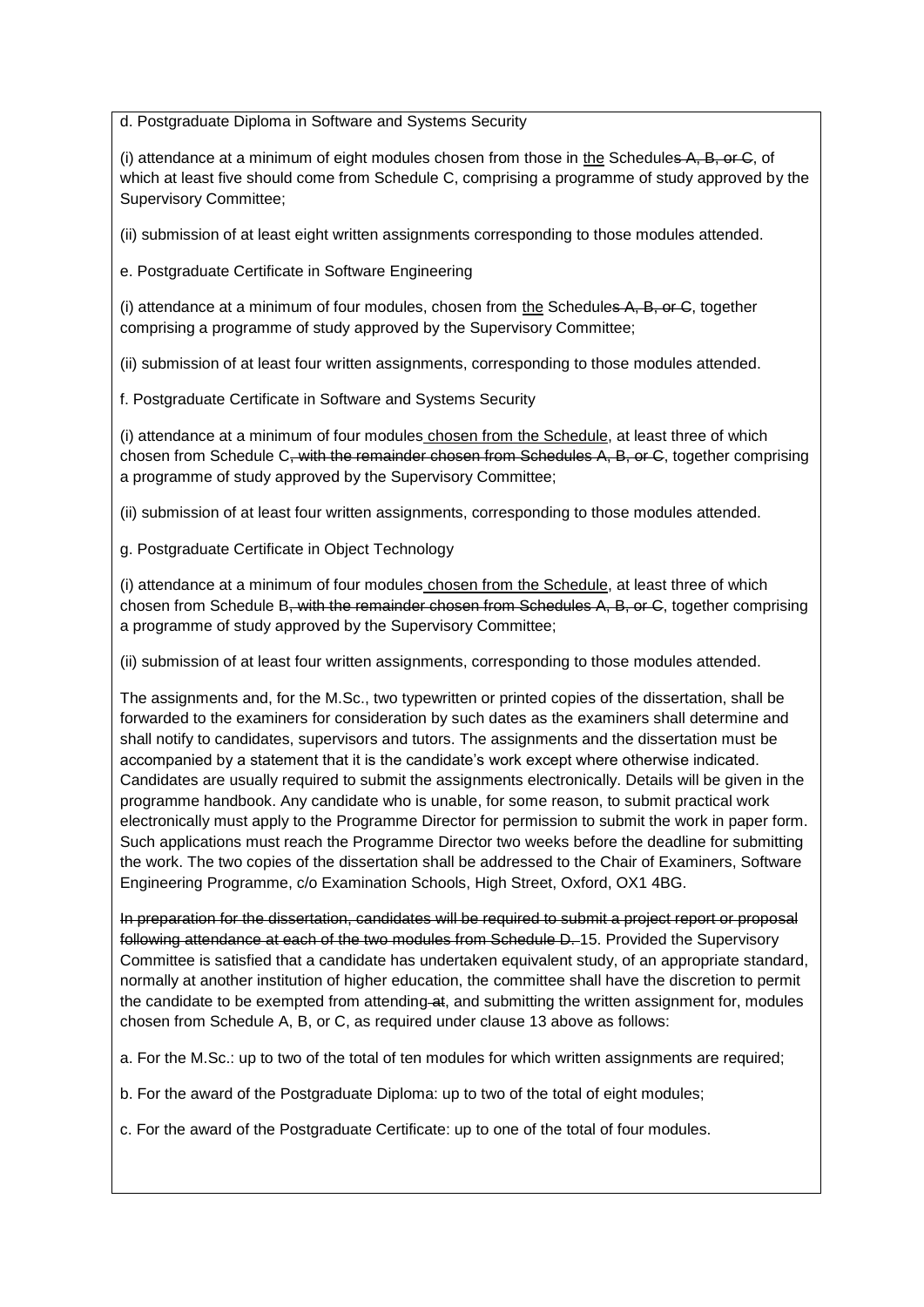d. Postgraduate Diploma in Software and Systems Security

(i) attendance at a minimum of eight modules chosen from those in <u>the</u> Schedule~~s A, B, or C~~, of which at least five should come from Schedule C, comprising a programme of study approved by the Supervisory Committee;

(ii) submission of at least eight written assignments corresponding to those modules attended.

e. Postgraduate Certificate in Software Engineering

(i) attendance at a minimum of four modules, chosen from <u>the</u> Schedule~~s A, B, or C~~, together comprising a programme of study approved by the Supervisory Committee;

(ii) submission of at least four written assignments, corresponding to those modules attended.

f. Postgraduate Certificate in Software and Systems Security

(i) attendance at a minimum of four modules<u> chosen from the Schedule</u>, at least three of which chosen from Schedule C~~, with the remainder chosen from Schedules A, B, or C~~, together comprising a programme of study approved by the Supervisory Committee;

(ii) submission of at least four written assignments, corresponding to those modules attended.

g. Postgraduate Certificate in Object Technology

(i) attendance at a minimum of four modules<u> chosen from the Schedule</u>, at least three of which chosen from Schedule B~~, with the remainder chosen from Schedules A, B, or C~~, together comprising a programme of study approved by the Supervisory Committee;

(ii) submission of at least four written assignments, corresponding to those modules attended.

The assignments and, for the M.Sc., two typewritten or printed copies of the dissertation, shall be forwarded to the examiners for consideration by such dates as the examiners shall determine and shall notify to candidates, supervisors and tutors. The assignments and the dissertation must be accompanied by a statement that it is the candidate's work except where otherwise indicated. Candidates are usually required to submit the assignments electronically. Details will be given in the programme handbook. Any candidate who is unable, for some reason, to submit practical work electronically must apply to the Programme Director for permission to submit the work in paper form. Such applications must reach the Programme Director two weeks before the deadline for submitting the work. The two copies of the dissertation shall be addressed to the Chair of Examiners, Software Engineering Programme, c/o Examination Schools, High Street, Oxford, OX1 4BG.

~~In preparation for the dissertation, candidates will be required to submit a project report or proposal following attendance at each of the two modules from Schedule D.~~ 15. Provided the Supervisory Committee is satisfied that a candidate has undertaken equivalent study, of an appropriate standard, normally at another institution of higher education, the committee shall have the discretion to permit the candidate to be exempted from attending ~~at~~, and submitting the written assignment for, modules chosen from Schedule A, B, or C, as required under clause 13 above as follows:

a. For the M.Sc.: up to two of the total of ten modules for which written assignments are required;

b. For the award of the Postgraduate Diploma: up to two of the total of eight modules;

c. For the award of the Postgraduate Certificate: up to one of the total of four modules.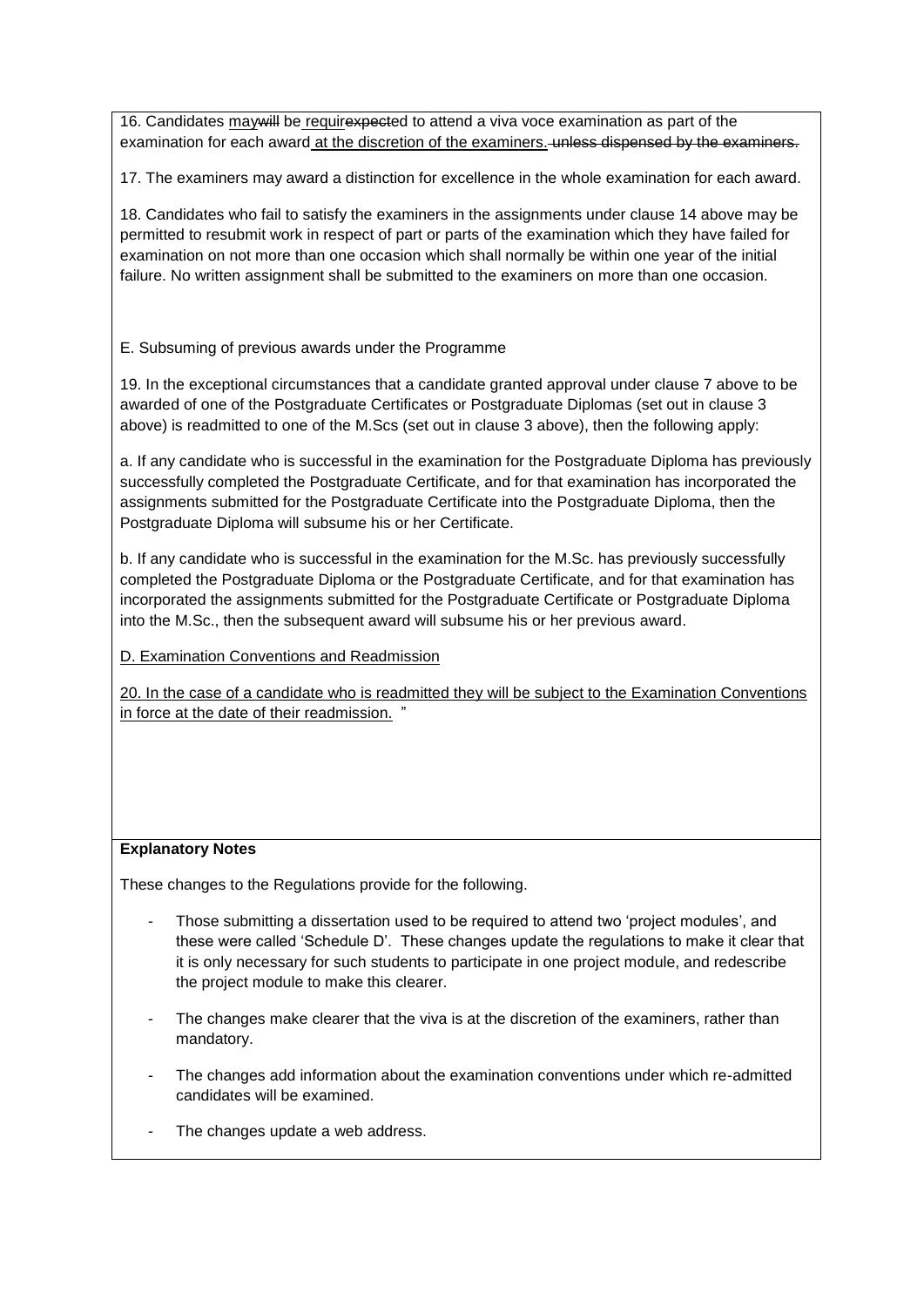16. Candidates ~~will~~ may be ~~expect~~ required to attend a viva voce examination as part of the examination for each award at the discretion of the examiners. ~~unless dispensed by the examiners.~~

17. The examiners may award a distinction for excellence in the whole examination for each award.

18. Candidates who fail to satisfy the examiners in the assignments under clause 14 above may be permitted to resubmit work in respect of part or parts of the examination which they have failed for examination on not more than one occasion which shall normally be within one year of the initial failure. No written assignment shall be submitted to the examiners on more than one occasion.

E. Subsuming of previous awards under the Programme

19. In the exceptional circumstances that a candidate granted approval under clause 7 above to be awarded of one of the Postgraduate Certificates or Postgraduate Diplomas (set out in clause 3 above) is readmitted to one of the M.Scs (set out in clause 3 above), then the following apply:

a. If any candidate who is successful in the examination for the Postgraduate Diploma has previously successfully completed the Postgraduate Certificate, and for that examination has incorporated the assignments submitted for the Postgraduate Certificate into the Postgraduate Diploma, then the Postgraduate Diploma will subsume his or her Certificate.

b. If any candidate who is successful in the examination for the M.Sc. has previously successfully completed the Postgraduate Diploma or the Postgraduate Certificate, and for that examination has incorporated the assignments submitted for the Postgraduate Certificate or Postgraduate Diploma into the M.Sc., then the subsequent award will subsume his or her previous award.

D. Examination Conventions and Readmission

20. In the case of a candidate who is readmitted they will be subject to the Examination Conventions in force at the date of their readmission. "

**Explanatory Notes**

These changes to the Regulations provide for the following.

- Those submitting a dissertation used to be required to attend two 'project modules', and these were called 'Schedule D'. These changes update the regulations to make it clear that it is only necessary for such students to participate in one project module, and redescribe the project module to make this clearer.
- The changes make clearer that the viva is at the discretion of the examiners, rather than mandatory.
- The changes add information about the examination conventions under which re-admitted candidates will be examined.
- The changes update a web address.